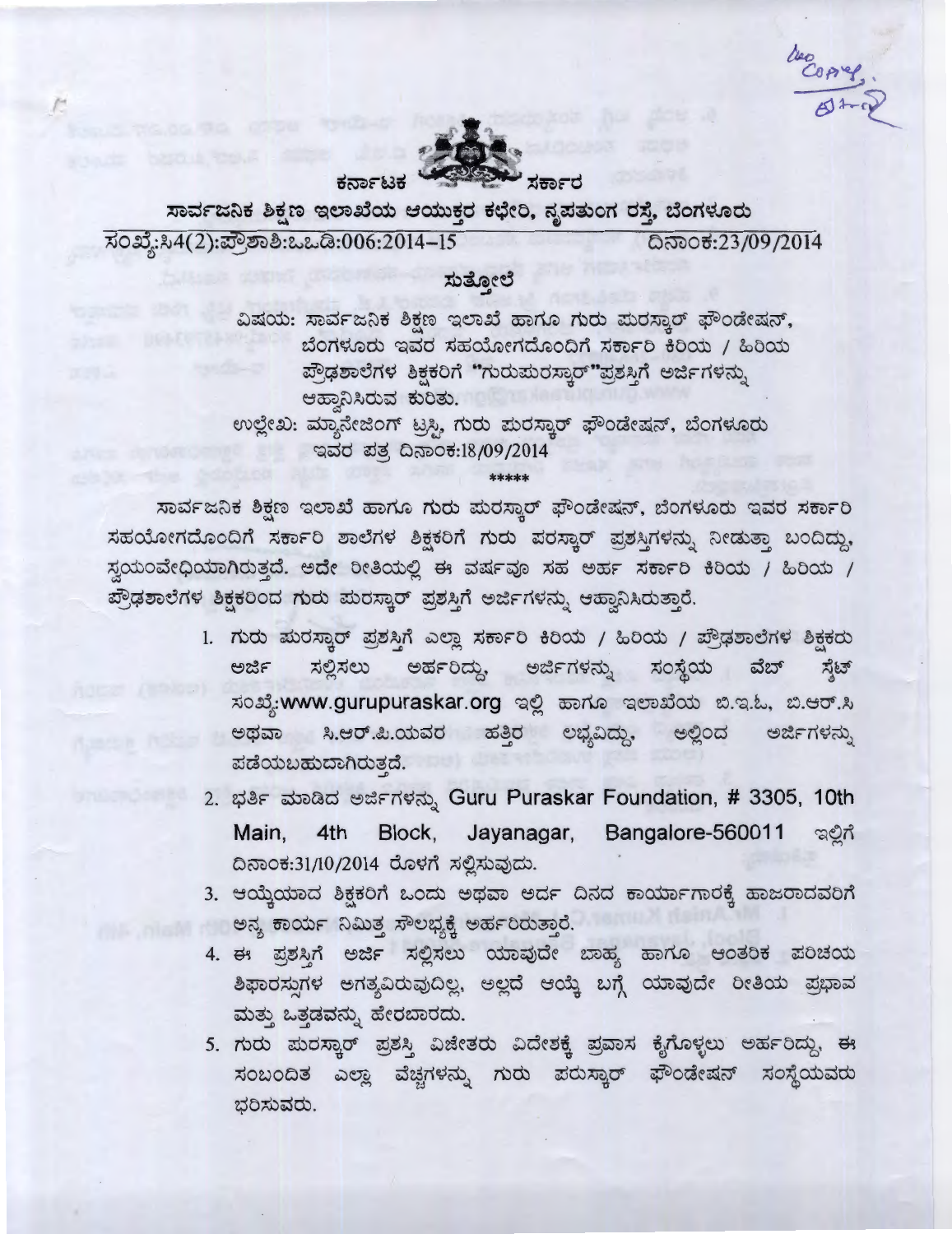ಕರ್ನಾಟಕ ಸರ್ಕಾರ

**ಸಾರ್ವಜನಿಕ ಶಿಕ್ಷಣ ಇಲಾಖೆಯ ಆಯುಕ್ತರ ಕಛೇರಿ, ನೃಪತುಂಗ ರಸ್ತೆ, ಬೆಂಗಳೂರು**

ಸಂಖ್ಯೆ:ಸಿ4(2):ಪ್ರೌಶಾಶಿ:ಒ.ಒಡಿ:006:2014-15 ದಿನಾಂಕ:23/09/2014

## ಸುತ್ತೋಲೆ

ವಿಷಯ: ಸಾರ್ವಜನಿಕ ಶಿಕ್ಷಣ ಇಲಾಖೆ ಹಾಗೂ ಗುರು ಪುರಸ್ಕಾರ್ ಫೌಂಡೇಷನ್, ಬೆಂಗಳೂರು ಇವರ ಸಹಯೋಗದೊಂದಿಗೆ ಸರ್ಕಾರಿ ಕಿರಿಯ / ಹಿರಿಯ ಪ್ರೌಢಶಾಲೆಗಳ ಶಿಕ್ಷಕರಿಗೆ "ಗುರುಪುರಸ್ಕಾರ"ಪ್ರಶಸ್ತಿಗೆ ಅರ್ಜಿಗಳನ್ನು ಆಹ್ವಾನಿಸಿರುವ ಕುರಿತು.

ಉಲ್ಲೇಖ: ಮ್ಯಾನೇಜಿಂಗ್ ಟ್ರಸ್ಟಿ, ಗುರು ಪುರಸ್ಕಾರ್ ಫೌಂಡೇಷನ್, ಬೆಂಗಳೂರು ಇವರ ಪತ್ರ ದಿನಾಂಕ:18/09/2014

*****

ಸಾರ್ವಜನಿಕ ಶಿಕ್ಷಣ ಇಲಾಖೆ ಹಾಗೂ ಗುರು ಪುರಸ್ಕಾರ್ ಫೌಂಡೇಷನ್, ಬೆಂಗಳೂರು ಇವರ ಸರ್ಕಾರಿ ಸಹಯೋಗದೊಂದಿಗೆ ಸರ್ಕಾರಿ ಶಾಲೆಗಳ ಶಿಕ್ಷಕರಿಗೆ ಗುರು ಪರಸ್ಕಾರ್ ಪ್ರಶಸ್ತಿಗಳನ್ನು ನೀಡುತ್ತಾ ಬಂದಿದ್ದು, ಸ್ವಯಂವೇಧ್ಯಿಯಾಗಿರುತ್ತದೆ. ಅದೇ ರೀತಿಯಲ್ಲಿ ಈ ವರ್ಷವೂ ಸಹ ಅರ್ಹ ಸರ್ಕಾರಿ ಕಿರಿಯ / ಹಿರಿಯ / ಪ್ರೌಢಶಾಲೆಗಳ ಶಿಕ್ಷಕರಿಂದ ಗುರು ಪುರಸ್ಕಾರ್ ಪ್ರಶಸ್ತಿಗೆ ಅರ್ಜಿಗಳನ್ನು ಆಹ್ವಾನಿಸಿರುತ್ತಾರೆ.

1. ಗುರು ಪುರಸ್ಕಾರ್ ಪ್ರಶಸ್ತಿಗೆ ಎಲ್ಲಾ ಸರ್ಕಾರಿ ಕಿರಿಯ / ಹಿರಿಯ / ಪ್ರೌಢಶಾಲೆಗಳ ಶಿಕ್ಷಕರು ಅರ್ಜಿ ಸಲ್ಲಿಸಲು ಅರ್ಹರಿದ್ದು, ಅರ್ಜಿಗಳನ್ನು ಸಂಸ್ಥೆಯ ವೆಬ್ ಸ್ಟೆಟ್ ಸಂಖ್ಯೆ:www.gurupuraskar.org ಇಲ್ಲಿ ಹಾಗೂ ಇಲಾಖೆಯ ಬಿ.ಇ.ಓ, ಬಿ.ಆರ್.ಸಿ ಅಥವಾ ಸಿ.ಆರ್.ಪಿ.ಯವರ ಹತ್ತಿರ ಲಭ್ಯವಿದ್ದು, ಅಲ್ಲಿಂದ ಅರ್ಜಿಗಳನ್ನು ಪಡೆಯಬಹುದಾಗಿರುತ್ತದೆ.
2. ಭರ್ತಿ ಮಾಡಿದ ಅರ್ಜಿಗಳನ್ನು Guru Puraskar Foundation, # 3305, 10th Main, 4th Block, Jayanagar, Bangalore-560011 ಇಲ್ಲಿಗೆ ದಿನಾಂಕ:31/10/2014 ರೊಳಗೆ ಸಲ್ಲಿಸುವುದು.
3. ಆಯ್ಕೆಯಾದ ಶಿಕ್ಷಕರಿಗೆ ಒಂದು ಅಥವಾ ಅರ್ಧ ದಿನದ ಕಾರ್ಯಾಗಾರಕ್ಕೆ ಹಾಜರಾದವರಿಗೆ ಅನ್ಯ ಕಾರ್ಯ ನಿಮಿತ್ತ ಸೌಲಭ್ಯಕ್ಕೆ ಅರ್ಹರಿರುತ್ತಾರೆ.
4. ಈ ಪ್ರಶಸ್ತಿಗೆ ಅರ್ಜಿ ಸಲ್ಲಿಸಲು ಯಾವುದೇ ಬಾಹ್ಯ ಹಾಗೂ ಆಂತರಿಕ ಪರಿಚಯ ಶಿಫಾರಸ್ಸುಗಳ ಅಗತ್ಯವಿರುವುದಿಲ್ಲ, ಅಲ್ಲದೆ ಆಯ್ಕೆ ಬಗ್ಗೆ ಯಾವುದೇ ರೀತಿಯ ಪ್ರಭಾವ ಮತ್ತು ಒತ್ತಡವನ್ನು ಹೇರಬಾರದು.
5. ಗುರು ಪುರಸ್ಕಾರ್ ಪ್ರಶಸ್ತಿ ವಿಜೇತರು ವಿದೇಶಕ್ಕೆ ಪ್ರವಾಸ ಕೈಗೊಳ್ಳಲು ಅರ್ಹರಿದ್ದು, ಈ ಸಂಬಂದಿತ ಎಲ್ಲಾ ವೆಚ್ಚಗಳನ್ನು ಗುರು ಪರುಸ್ಕಾರ್ ಫೌಂಡೇಷನ್ ಸಂಸ್ಥೆಯವರು ಭರಿಸುವರು.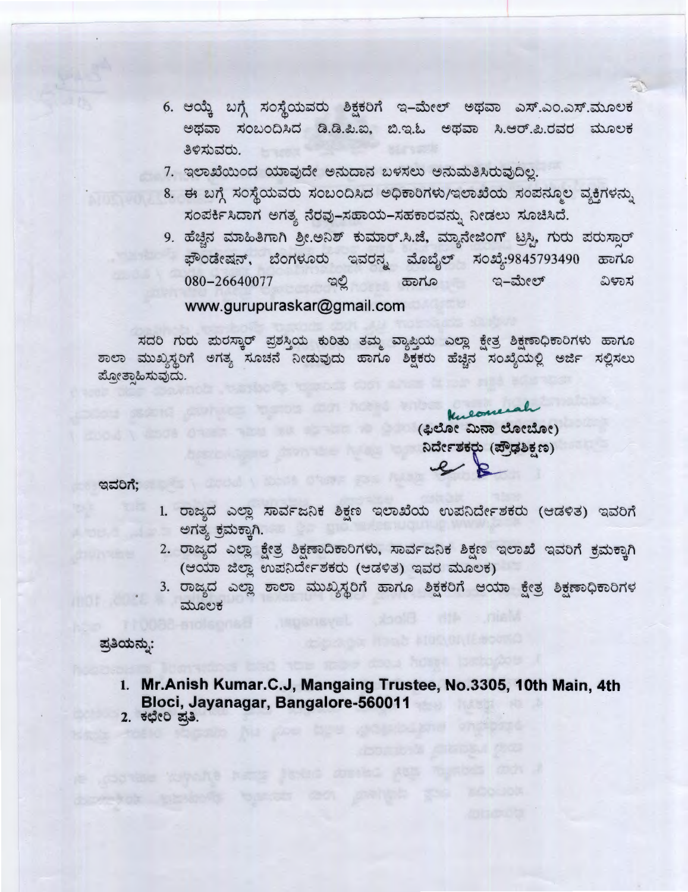6. ಆಯ್ಕೆ ಬಗ್ಗೆ ಸಂಸ್ಥೆಯವರು ಶಿಕ್ಷಕರಿಗೆ ಇ-ಮೇಲ್ ಅಥವಾ ಎಸ್.ಎಂ.ಎಸ್.ಮೂಲಕ ಅಥವಾ ಸಂಬಂದಿಸಿದ ಡಿ.ಡಿ.ಪಿ.ಐ, ಬಿ.ಇ.ಓ ಅಥವಾ ಸಿ.ಆರ್.ಪಿ.ರವರ ಮೂಲಕ ತಿಳಿಸುವರು.
7. ಇಲಾಖೆಯಿಂದ ಯಾವುದೇ ಅನುದಾನ ಬಳಸಲು ಅನುಮತಿಸಿರುವುದಿಲ್ಲ.
8. ಈ ಬಗ್ಗೆ ಸಂಸ್ಥೆಯವರು ಸಂಬಂದಿಸಿದ ಅಧಿಕಾರಿಗಳು/ಇಲಾಖೆಯ ಸಂಪನ್ಮೂಲ ವ್ಯಕ್ತಿಗಳನ್ನು ಸಂಪರ್ಕಿಸಿದಾಗ ಅಗತ್ಯ ನೆರವು-ಸಹಾಯ-ಸಹಕಾರವನ್ನು ನೀಡಲು ಸೂಚಿಸಿದೆ.
9. ಹೆಚ್ಚಿನ ಮಾಹಿತಿಗಾಗಿ ಶ್ರೀ.ಅನಿಶ್ ಕುಮಾರ್.ಸಿ.ಜೆ, ಮ್ಯಾನೇಜಿಂಗ್ ಟ್ರಸ್ಟಿ, ಗುರು ಪುರಸ್ಕಾರ್ ಫೌಂಡೇಷನ್, ಬೆಂಗಳೂರು ಇವರನ್ನ ಮೊಬೈಲ್ ಸಂಖ್ಯೆ:9845793490 ಹಾಗೂ 080-26640077 ಇಲ್ಲಿ ಹಾಗೂ ಇ-ಮೇಲ್ ವಿಳಾಸ www.gurupuraskar@gmail.com

ಸದರಿ ಗುರು ಪುರಸ್ಕಾರ್ ಪ್ರಶಸ್ತಿಯ ಕುರಿತು ತಮ್ಮ ವ್ಯಾಪ್ತಿಯ ಎಲ್ಲಾ ಕ್ಷೇತ್ರ ಶಿಕ್ಷಣಾಧಿಕಾರಿಗಳು ಹಾಗೂ ಶಾಲಾ ಮುಖ್ಯಸ್ಥರಿಗೆ ಅಗತ್ಯ ಸೂಚನೆ ನೀಡುವುದು ಹಾಗೂ ಶಿಕ್ಷಕರು ಹೆಚ್ಚಿನ ಸಂಖ್ಯೆಯಲ್ಲಿ ಅರ್ಜಿ ಸಲ್ಲಿಸಲು ಪ್ರೋತ್ಸಾಹಿಸುವುದು.

(ಫಿಲೋ ಮಿನಾ ಲೋಬೋ)
ನಿರ್ದೇಶಕರು (ಪ್ರೌಢಶಿಕ್ಷಣ)

ಇವರಿಗೆ;

1. ರಾಜ್ಯದ ಎಲ್ಲಾ ಸಾರ್ವಜನಿಕ ಶಿಕ್ಷಣ ಇಲಾಖೆಯ ಉಪನಿರ್ದೇಶಕರು (ಆಡಳಿತ) ಇವರಿಗೆ ಅಗತ್ಯ ಕ್ರಮಕ್ಕಾಗಿ.
2. ರಾಜ್ಯದ ಎಲ್ಲಾ ಕ್ಷೇತ್ರ ಶಿಕ್ಷಣಾದಿಕಾರಿಗಳು, ಸಾರ್ವಜನಿಕ ಶಿಕ್ಷಣ ಇಲಾಖೆ ಇವರಿಗೆ ಕ್ರಮಕ್ಕಾಗಿ (ಆಯಾ ಜಿಲ್ಲಾ ಉಪನಿರ್ದೇಶಕರು (ಆಡಳಿತ) ಇವರ ಮೂಲಕ)
3. ರಾಜ್ಯದ ಎಲ್ಲಾ ಶಾಲಾ ಮುಖ್ಯಸ್ಥರಿಗೆ ಹಾಗೂ ಶಿಕ್ಷಕರಿಗೆ ಆಯಾ ಕ್ಷೇತ್ರ ಶಿಕ್ಷಣಾಧಿಕಾರಿಗಳ ಮೂಲಕ

ಪ್ರತಿಯನ್ನು:

1. **Mr.Anish Kumar.C.J, Mangaing Trustee, No.3305, 10th Main, 4th Bloci, Jayanagar, Bangalore-560011**
2. ಕಛೇರಿ ಪ್ರತಿ.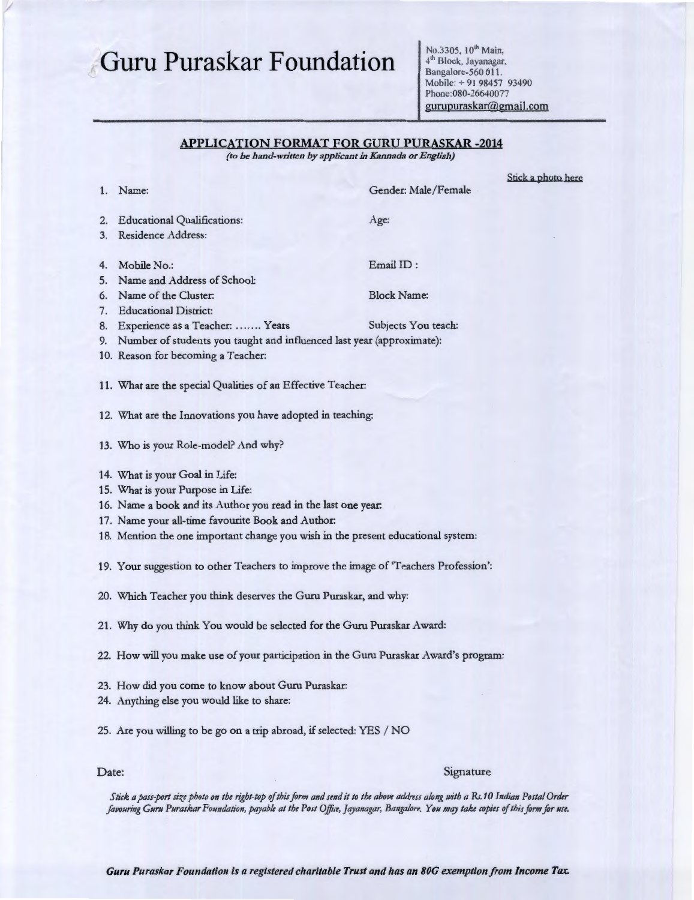# Guru Puraskar Foundation

No.3305, 10th Main,
4th Block, Jayanagar,
Bangalore-560 011.
Mobile: + 91 98457 93490
Phone:080-26640077
gurupuraskar@gmail.com

## APPLICATION FORMAT FOR GURU PURASKAR -2014

*(to be hand-written by applicant in Kannada or English)*

Stick a photo here

1. Name: Gender: Male/Female
2. Educational Qualifications: Age:
3. Residence Address:
4. Mobile No.: Email ID :
5. Name and Address of School:
6. Name of the Cluster: Block Name:
7. Educational District:
8. Experience as a Teacher: ....... Years Subjects You teach:
9. Number of students you taught and influenced last year (approximate):
10. Reason for becoming a Teacher:
11. What are the special Qualities of an Effective Teacher:
12. What are the Innovations you have adopted in teaching:
13. Who is your Role-model? And why?
14. What is your Goal in Life:
15. What is your Purpose in Life:
16. Name a book and its Author you read in the last one year:
17. Name your all-time favourite Book and Author:
18. Mention the one important change you wish in the present educational system:
19. Your suggestion to other Teachers to improve the image of 'Teachers Profession':
20. Which Teacher you think deserves the Guru Puraskar, and why:
21. Why do you think You would be selected for the Guru Puraskar Award:
22. How will you make use of your participation in the Guru Puraskar Award's program:
23. How did you come to know about Guru Puraskar:
24. Anything else you would like to share:
25. Are you willing to be go on a trip abroad, if selected: YES / NO

Date: Signature

*Stick a pass-port size photo on the right-top of this form and send it to the above address along with a Rs.10 Indian Postal Order favouring Guru Puraskar Foundation, payable at the Post Office, Jayanagar, Bangalore. You may take copies of this form for use.*

***Guru Puraskar Foundation is a registered charitable Trust and has an 80G exemption from Income Tax.***